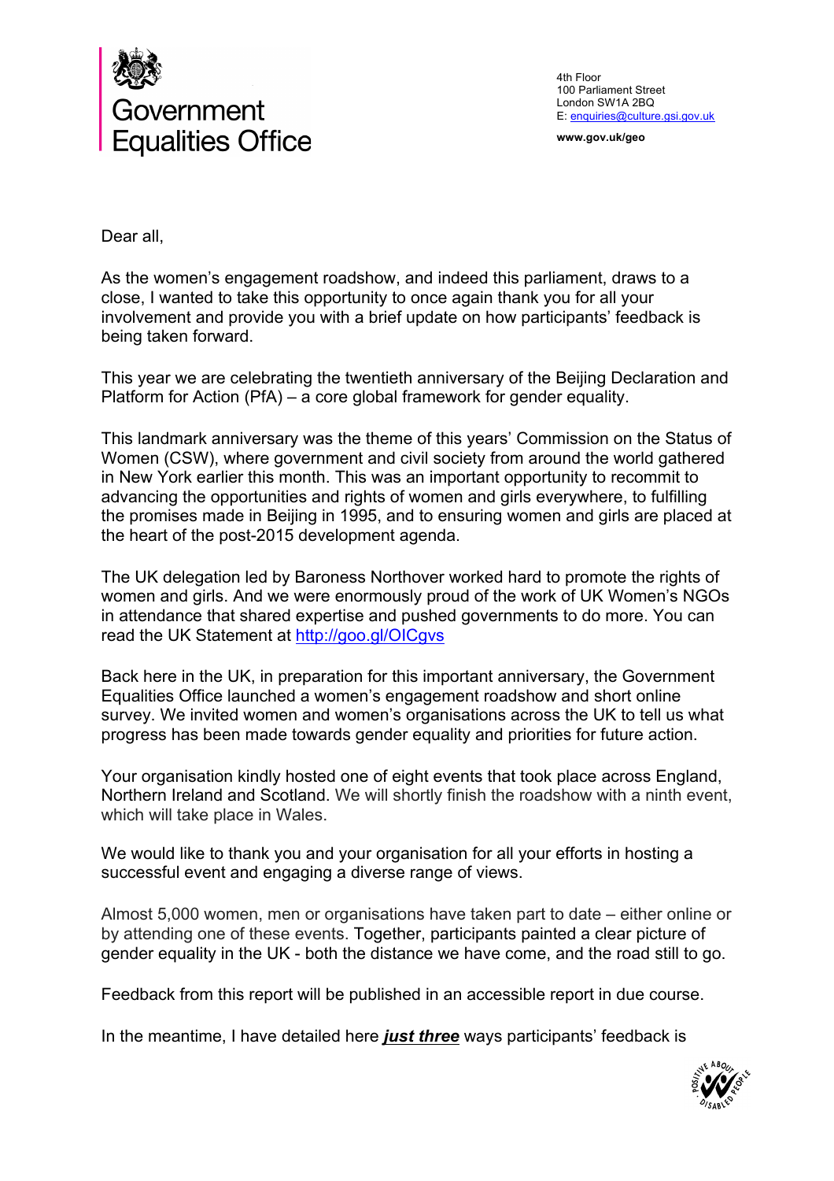# Government Equalities Office

4th Floor
100 Parliament Street
London SW1A 2BQ
E: enquiries@culture.gsi.gov.uk

**www.gov.uk/geo**

Dear all,

As the women's engagement roadshow, and indeed this parliament, draws to a close, I wanted to take this opportunity to once again thank you for all your involvement and provide you with a brief update on how participants' feedback is being taken forward.

This year we are celebrating the twentieth anniversary of the Beijing Declaration and Platform for Action (PfA) – a core global framework for gender equality.

This landmark anniversary was the theme of this years' Commission on the Status of Women (CSW), where government and civil society from around the world gathered in New York earlier this month. This was an important opportunity to recommit to advancing the opportunities and rights of women and girls everywhere, to fulfilling the promises made in Beijing in 1995, and to ensuring women and girls are placed at the heart of the post-2015 development agenda.

The UK delegation led by Baroness Northover worked hard to promote the rights of women and girls. And we were enormously proud of the work of UK Women's NGOs in attendance that shared expertise and pushed governments to do more. You can read the UK Statement at http://goo.gl/OICgvs

Back here in the UK, in preparation for this important anniversary, the Government Equalities Office launched a women's engagement roadshow and short online survey. We invited women and women's organisations across the UK to tell us what progress has been made towards gender equality and priorities for future action.

Your organisation kindly hosted one of eight events that took place across England, Northern Ireland and Scotland. We will shortly finish the roadshow with a ninth event, which will take place in Wales.

We would like to thank you and your organisation for all your efforts in hosting a successful event and engaging a diverse range of views.

Almost 5,000 women, men or organisations have taken part to date – either online or by attending one of these events. Together, participants painted a clear picture of gender equality in the UK - both the distance we have come, and the road still to go.

Feedback from this report will be published in an accessible report in due course.

In the meantime, I have detailed here ***just three*** ways participants' feedback is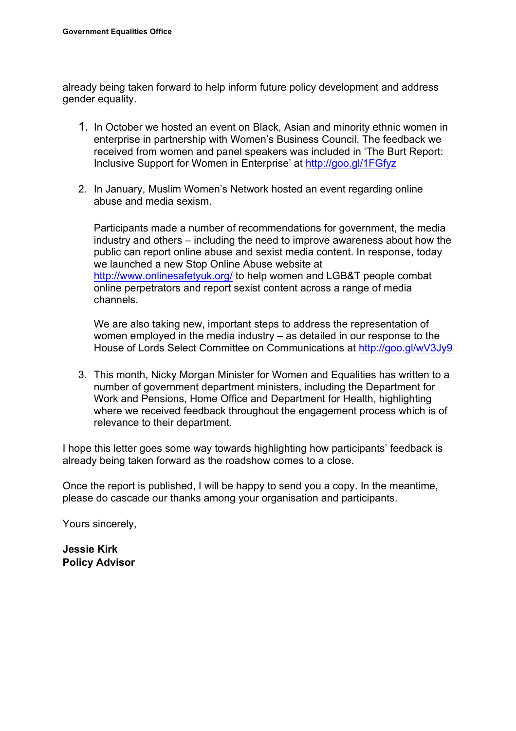already being taken forward to help inform future policy development and address gender equality.

1. In October we hosted an event on Black, Asian and minority ethnic women in enterprise in partnership with Women's Business Council. The feedback we received from women and panel speakers was included in 'The Burt Report: Inclusive Support for Women in Enterprise' at http://goo.gl/1FGfyz

2. In January, Muslim Women's Network hosted an event regarding online abuse and media sexism.

   Participants made a number of recommendations for government, the media industry and others – including the need to improve awareness about how the public can report online abuse and sexist media content. In response, today we launched a new Stop Online Abuse website at http://www.onlinesafetyuk.org/ to help women and LGB&T people combat online perpetrators and report sexist content across a range of media channels.

   We are also taking new, important steps to address the representation of women employed in the media industry – as detailed in our response to the House of Lords Select Committee on Communications at http://goo.gl/wV3Jy9

3. This month, Nicky Morgan Minister for Women and Equalities has written to a number of government department ministers, including the Department for Work and Pensions, Home Office and Department for Health, highlighting where we received feedback throughout the engagement process which is of relevance to their department.

I hope this letter goes some way towards highlighting how participants' feedback is already being taken forward as the roadshow comes to a close.

Once the report is published, I will be happy to send you a copy. In the meantime, please do cascade our thanks among your organisation and participants.

Yours sincerely,

**Jessie Kirk**
**Policy Advisor**